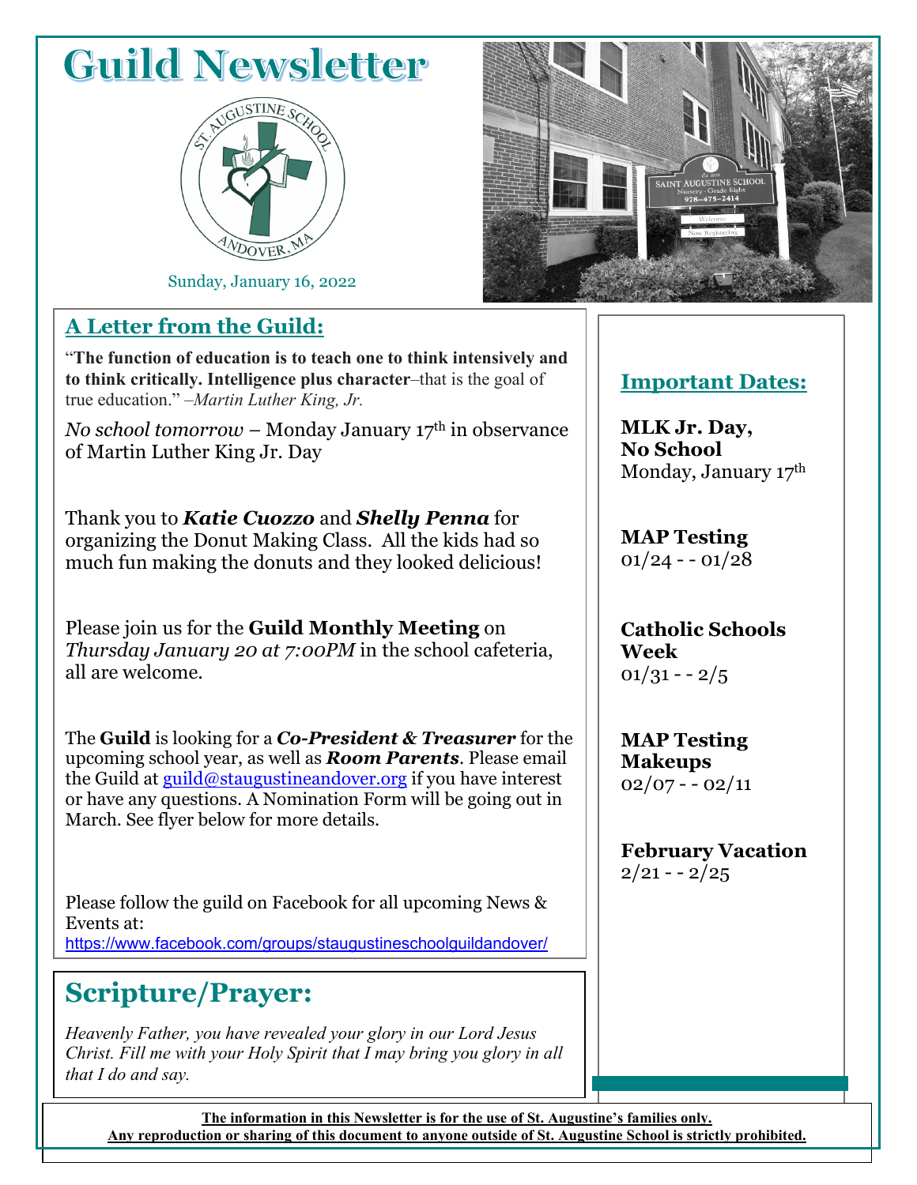# Guild Newsletter

Sunday, January 16, 2022

## A Letter from the Guild:

"**The function of education is to teach one to think intensively and to think critically. Intelligence plus character**–that is the goal of true education." *–Martin Luther King, Jr.*

*No school tomorrow* – Monday January 17th in observance of Martin Luther King Jr. Day

Thank you to ***Katie Cuozzo*** and ***Shelly Penna*** for organizing the Donut Making Class. All the kids had so much fun making the donuts and they looked delicious!

Please join us for the **Guild Monthly Meeting** on *Thursday January 20 at 7:00PM* in the school cafeteria, all are welcome.

The **Guild** is looking for a ***Co-President & Treasurer*** for the upcoming school year, as well as ***Room Parents***. Please email the Guild at guild@staugustineandover.org if you have interest or have any questions. A Nomination Form will be going out in March. See flyer below for more details.

Please follow the guild on Facebook for all upcoming News & Events at: https://www.facebook.com/groups/staugustineschoolguildandover/

## Important Dates:

**MLK Jr. Day, No School**
Monday, January 17th

**MAP Testing**
01/24 - - 01/28

**Catholic Schools Week**
01/31 - - 2/5

**MAP Testing Makeups**
02/07 - - 02/11

**February Vacation**
2/21 - - 2/25

## Scripture/Prayer:

*Heavenly Father, you have revealed your glory in our Lord Jesus Christ. Fill me with your Holy Spirit that I may bring you glory in all that I do and say.*

**The information in this Newsletter is for the use of St. Augustine's families only.**
**Any reproduction or sharing of this document to anyone outside of St. Augustine School is strictly prohibited.**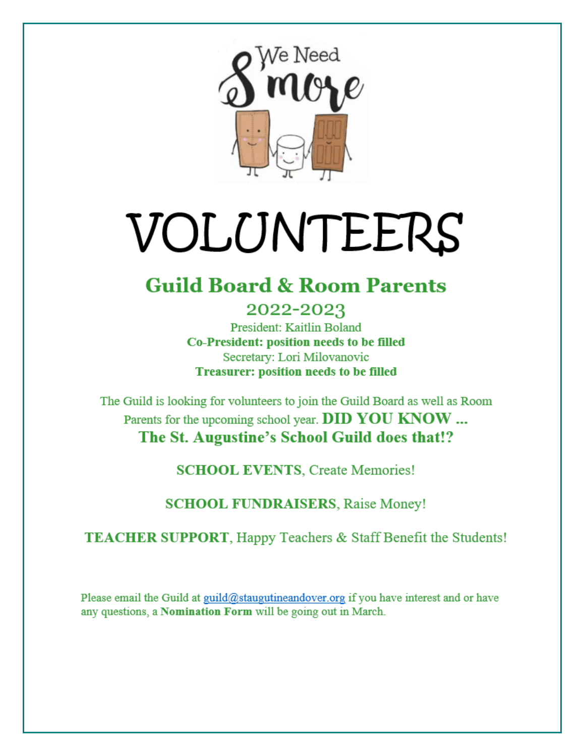We Need S'more

# VOLUNTEERS

## Guild Board & Room Parents

### 2022-2023

President: Kaitlin Boland
**Co-President: position needs to be filled**
Secretary: Lori Milovanovic
**Treasurer: position needs to be filled**

The Guild is looking for volunteers to join the Guild Board as well as Room Parents for the upcoming school year. **DID YOU KNOW ... The St. Augustine's School Guild does that!?**

**SCHOOL EVENTS**, Create Memories!

**SCHOOL FUNDRAISERS**, Raise Money!

**TEACHER SUPPORT**, Happy Teachers & Staff Benefit the Students!

Please email the Guild at guild@staugutineandover.org if you have interest and or have any questions, a **Nomination Form** will be going out in March.